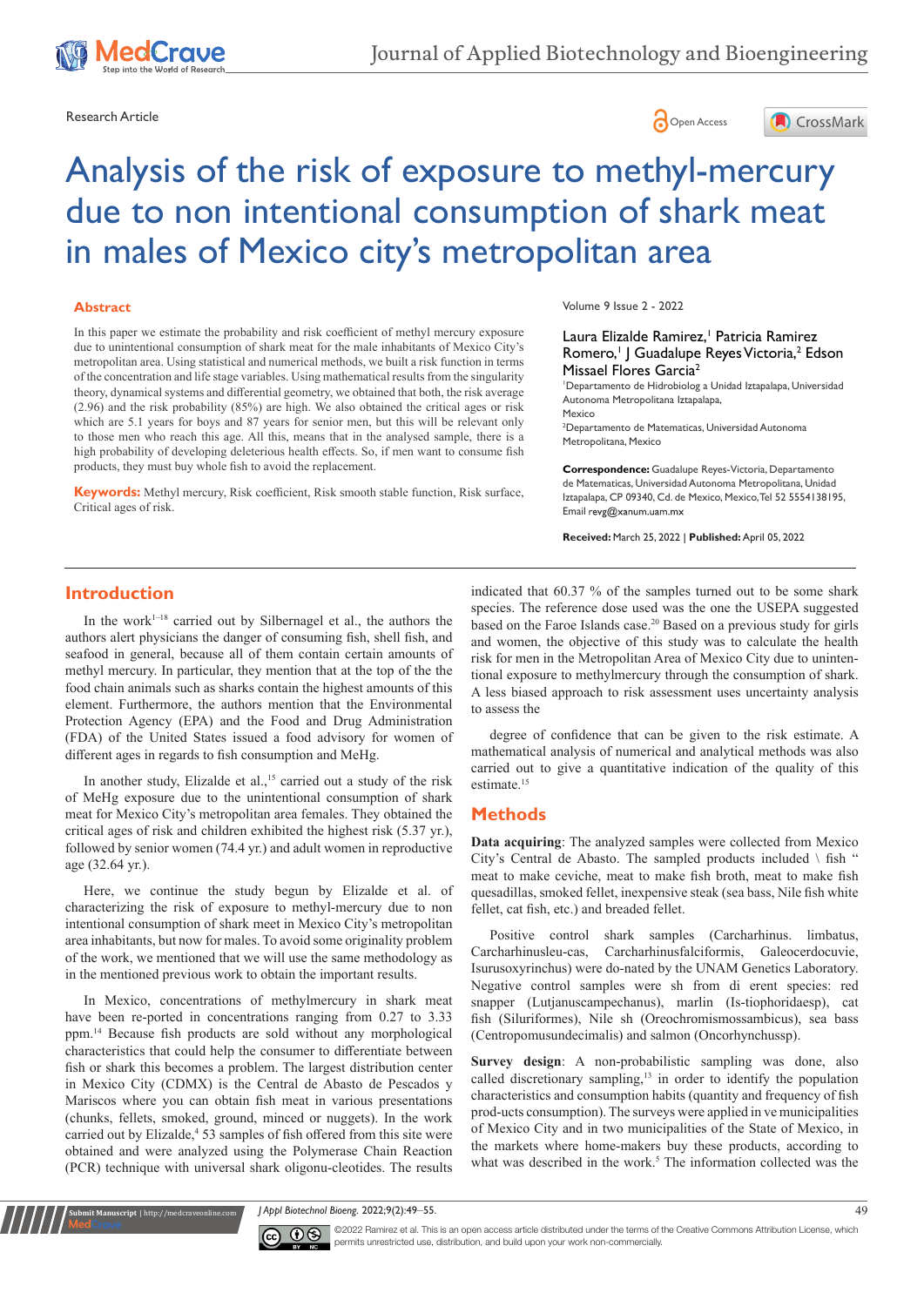Research Article

# Analysis of the risk of exposure to methyl-mercury due to non intentional consumption of shark meat in males of Mexico city's metropolitan area

## Abstract

In this paper we estimate the probability and risk coefficient of methyl mercury exposure due to unintentional consumption of shark meat for the male inhabitants of Mexico City's metropolitan area. Using statistical and numerical methods, we built a risk function in terms of the concentration and life stage variables. Using mathematical results from the singularity theory, dynamical systems and differential geometry, we obtained that both, the risk average (2.96) and the risk probability (85%) are high. We also obtained the critical ages or risk which are 5.1 years for boys and 87 years for senior men, but this will be relevant only to those men who reach this age. All this, means that in the analysed sample, there is a high probability of developing deleterious health effects. So, if men want to consume fish products, they must buy whole fish to avoid the replacement.

**Keywords:** Methyl mercury, Risk coefficient, Risk smooth stable function, Risk surface, Critical ages of risk.

Volume 9 Issue 2 - 2022

Laura Elizalde Ramirez,[1] Patricia Ramirez Romero,[1] J Guadalupe Reyes Victoria,[2] Edson Missael Flores Garcia[2]

[1]Departamento de Hidrobiolog a Unidad Iztapalapa, Universidad Autonoma Metropolitana Iztapalapa, Mexico

[2]Departamento de Matematicas, Universidad Autonoma Metropolitana, Mexico

**Correspondence:** Guadalupe Reyes-Victoria, Departamento de Matematicas, Universidad Autonoma Metropolitana, Unidad Iztapalapa, CP 09340, Cd. de Mexico, Mexico, Tel 52 5554138195, Email revg@xanum.uam.mx

**Received:** March 25, 2022 | **Published:** April 05, 2022

## Introduction

In the work[1–18] carried out by Silbernagel et al., the authors the authors alert physicians the danger of consuming fish, shell fish, and seafood in general, because all of them contain certain amounts of methyl mercury. In particular, they mention that at the top of the the food chain animals such as sharks contain the highest amounts of this element. Furthermore, the authors mention that the Environmental Protection Agency (EPA) and the Food and Drug Administration (FDA) of the United States issued a food advisory for women of different ages in regards to fish consumption and MeHg.

In another study, Elizalde et al.,[15] carried out a study of the risk of MeHg exposure due to the unintentional consumption of shark meat for Mexico City's metropolitan area females. They obtained the critical ages of risk and children exhibited the highest risk (5.37 yr.), followed by senior women (74.4 yr.) and adult women in reproductive age (32.64 yr.).

Here, we continue the study begun by Elizalde et al. of characterizing the risk of exposure to methyl-mercury due to non intentional consumption of shark meet in Mexico City's metropolitan area inhabitants, but now for males. To avoid some originality problem of the work, we mentioned that we will use the same methodology as in the mentioned previous work to obtain the important results.

In Mexico, concentrations of methylmercury in shark meat have been re-ported in concentrations ranging from 0.27 to 3.33 ppm.[14] Because fish products are sold without any morphological characteristics that could help the consumer to differentiate between fish or shark this becomes a problem. The largest distribution center in Mexico City (CDMX) is the Central de Abasto de Pescados y Mariscos where you can obtain fish meat in various presentations (chunks, fellets, smoked, ground, minced or nuggets). In the work carried out by Elizalde,[4] 53 samples of fish offered from this site were obtained and were analyzed using the Polymerase Chain Reaction (PCR) technique with universal shark oligonu-cleotides. The results indicated that 60.37 % of the samples turned out to be some shark species. The reference dose used was the one the USEPA suggested based on the Faroe Islands case.[20] Based on a previous study for girls and women, the objective of this study was to calculate the health risk for men in the Metropolitan Area of Mexico City due to uninten-tional exposure to methylmercury through the consumption of shark. A less biased approach to risk assessment uses uncertainty analysis to assess the

degree of confidence that can be given to the risk estimate. A mathematical analysis of numerical and analytical methods was also carried out to give a quantitative indication of the quality of this estimate.[15]

## Methods

**Data acquiring**: The analyzed samples were collected from Mexico City's Central de Abasto. The sampled products included \ fish " meat to make ceviche, meat to make fish broth, meat to make fish quesadillas, smoked fellet, inexpensive steak (sea bass, Nile fish white fellet, cat fish, etc.) and breaded fellet.

Positive control shark samples (Carcharhinus. limbatus, Carcharhinusleu-cas, Carcharhinusfalciformis, Galeocerdocuvie, Isurusoxyrinchus) were do-nated by the UNAM Genetics Laboratory. Negative control samples were sh from di erent species: red snapper (Lutjanuscampechanus), marlin (Is-tiophoridaesp), cat fish (Siluriformes), Nile sh (Oreochromismossambicus), sea bass (Centropomusundecimalis) and salmon (Oncorhynchussp).

**Survey design**: A non-probabilistic sampling was done, also called discretionary sampling,[13] in order to identify the population characteristics and consumption habits (quantity and frequency of fish prod-ucts consumption). The surveys were applied in ve municipalities of Mexico City and in two municipalities of the State of Mexico, in the markets where home-makers buy these products, according to what was described in the work.[5] The information collected was the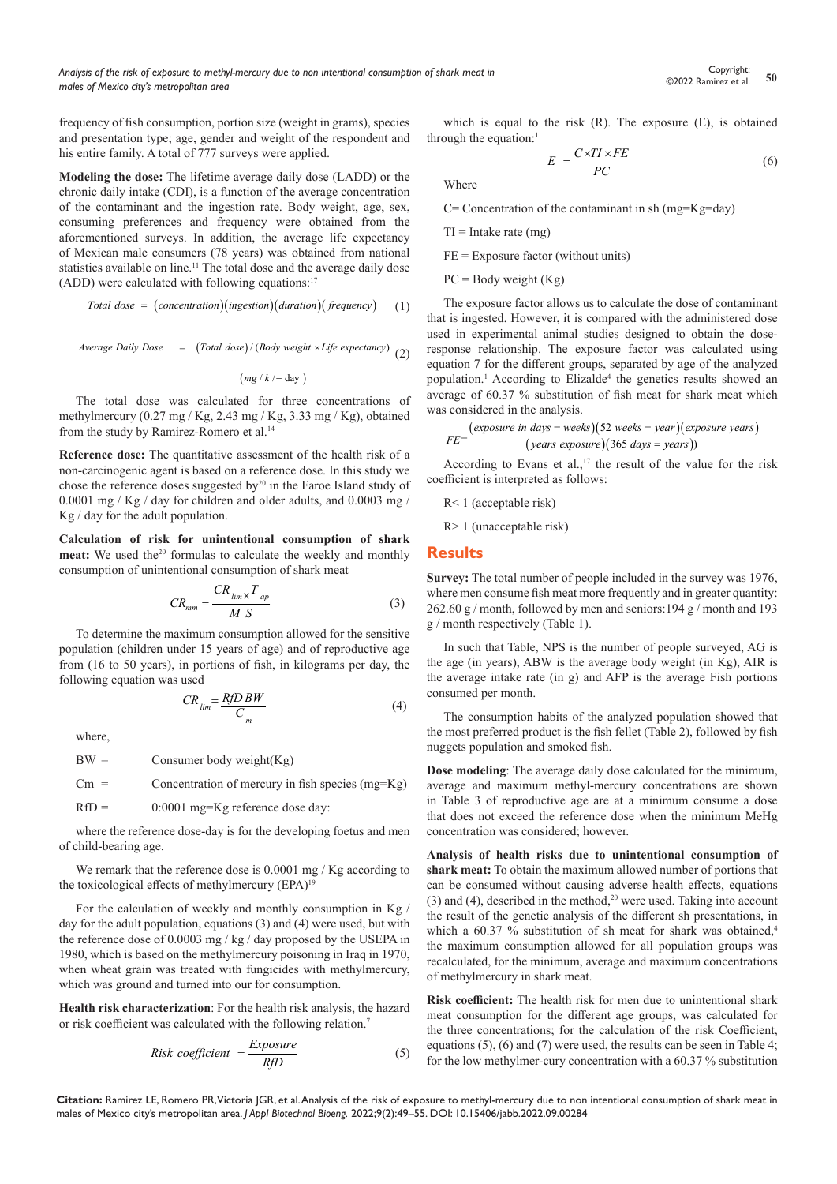frequency of fish consumption, portion size (weight in grams), species and presentation type; age, gender and weight of the respondent and his entire family. A total of 777 surveys were applied.

**Modeling the dose:** The lifetime average daily dose (LADD) or the chronic daily intake (CDI), is a function of the average concentration of the contaminant and the ingestion rate. Body weight, age, sex, consuming preferences and frequency were obtained from the aforementioned surveys. In addition, the average life expectancy of Mexican male consumers (78 years) was obtained from national statistics available on line.[11] The total dose and the average daily dose (ADD) were calculated with following equations:[17]

$$Total\ dose\ =\ (concentration)(ingestion)(duration)(frequency) \quad (1)$$

$$Average\ Daily\ Dose\ =\ (Total\ dose)/(Body\ weight\ \times Life\ expectancy) \quad (2)$$

$$(mg\ /\ k\ /-\ \text{day}\ )$$

The total dose was calculated for three concentrations of methylmercury (0.27 mg / Kg, 2.43 mg / Kg, 3.33 mg / Kg), obtained from the study by Ramirez-Romero et al.[14]

**Reference dose:** The quantitative assessment of the health risk of a non-carcinogenic agent is based on a reference dose. In this study we chose the reference doses suggested by[20] in the Faroe Island study of 0.0001 mg / Kg / day for children and older adults, and 0.0003 mg / Kg / day for the adult population.

**Calculation of risk for unintentional consumption of shark meat:** We used the[20] formulas to calculate the weekly and monthly consumption of unintentional consumption of shark meat

$$CR_{mm} = \frac{CR_{lim} \times T_{ap}}{M\ S} \quad (3)$$

To determine the maximum consumption allowed for the sensitive population (children under 15 years of age) and of reproductive age from (16 to 50 years), in portions of fish, in kilograms per day, the following equation was used

$$CR_{lim} = \frac{RfD\ BW}{C_m} \quad (4)$$

where,

BW = Consumer body weight(Kg)

Cm = Concentration of mercury in fish species (mg=Kg)

RfD = 0:0001 mg=Kg reference dose day:

where the reference dose-day is for the developing foetus and men of child-bearing age.

We remark that the reference dose is 0.0001 mg / Kg according to the toxicological effects of methylmercury (EPA)[19]

For the calculation of weekly and monthly consumption in Kg / day for the adult population, equations (3) and (4) were used, but with the reference dose of 0.0003 mg / kg / day proposed by the USEPA in 1980, which is based on the methylmercury poisoning in Iraq in 1970, when wheat grain was treated with fungicides with methylmercury, which was ground and turned into our for consumption.

**Health risk characterization**: For the health risk analysis, the hazard or risk coefficient was calculated with the following relation.[7]

$$Risk\ coefficient\ = \frac{Exposure}{RfD} \quad (5)$$

which is equal to the risk (R). The exposure (E), is obtained through the equation:[1]

$$E\ = \frac{C \times TI \times FE}{PC} \quad (6)$$

Where

C= Concentration of the contaminant in sh (mg=Kg=day)

TI = Intake rate (mg)

FE = Exposure factor (without units)

PC = Body weight (Kg)

The exposure factor allows us to calculate the dose of contaminant that is ingested. However, it is compared with the administered dose used in experimental animal studies designed to obtain the dose-response relationship. The exposure factor was calculated using equation 7 for the different groups, separated by age of the analyzed population.[1] According to Elizalde[4] the genetic results showed an average of 60.37 % substitution of fish meat for shark meat which was considered in the analysis.

$$FE = \frac{(exposure\ in\ days = weeks)(52\ weeks = year)(exposure\ years)}{(years\ exposure)(365\ days = years))}$$

According to Evans et al.,[17] the result of the value for the risk coefficient is interpreted as follows:

R< 1 (acceptable risk)

R> 1 (unacceptable risk)

## Results

**Survey:** The total number of people included in the survey was 1976, where men consume fish meat more frequently and in greater quantity: 262.60 g / month, followed by men and seniors:194 g / month and 193 g / month respectively (Table 1).

In such that Table, NPS is the number of people surveyed, AG is the age (in years), ABW is the average body weight (in Kg), AIR is the average intake rate (in g) and AFP is the average Fish portions consumed per month.

The consumption habits of the analyzed population showed that the most preferred product is the fish fellet (Table 2), followed by fish nuggets population and smoked fish.

**Dose modeling**: The average daily dose calculated for the minimum, average and maximum methyl-mercury concentrations are shown in Table 3 of reproductive age are at a minimum consume a dose that does not exceed the reference dose when the minimum MeHg concentration was considered; however.

**Analysis of health risks due to unintentional consumption of shark meat:** To obtain the maximum allowed number of portions that can be consumed without causing adverse health effects, equations (3) and (4), described in the method,[20] were used. Taking into account the result of the genetic analysis of the different sh presentations, in which a 60.37 % substitution of sh meat for shark meat was obtained,[4] the maximum consumption allowed for all population groups was recalculated, for the minimum, average and maximum concentrations of methylmercury in shark meat.

**Risk coefficient:** The health risk for men due to unintentional shark meat consumption for the different age groups, was calculated for the three concentrations; for the calculation of the risk Coefficient, equations (5), (6) and (7) were used, the results can be seen in Table 4; for the low methylmer-cury concentration with a 60.37 % substitution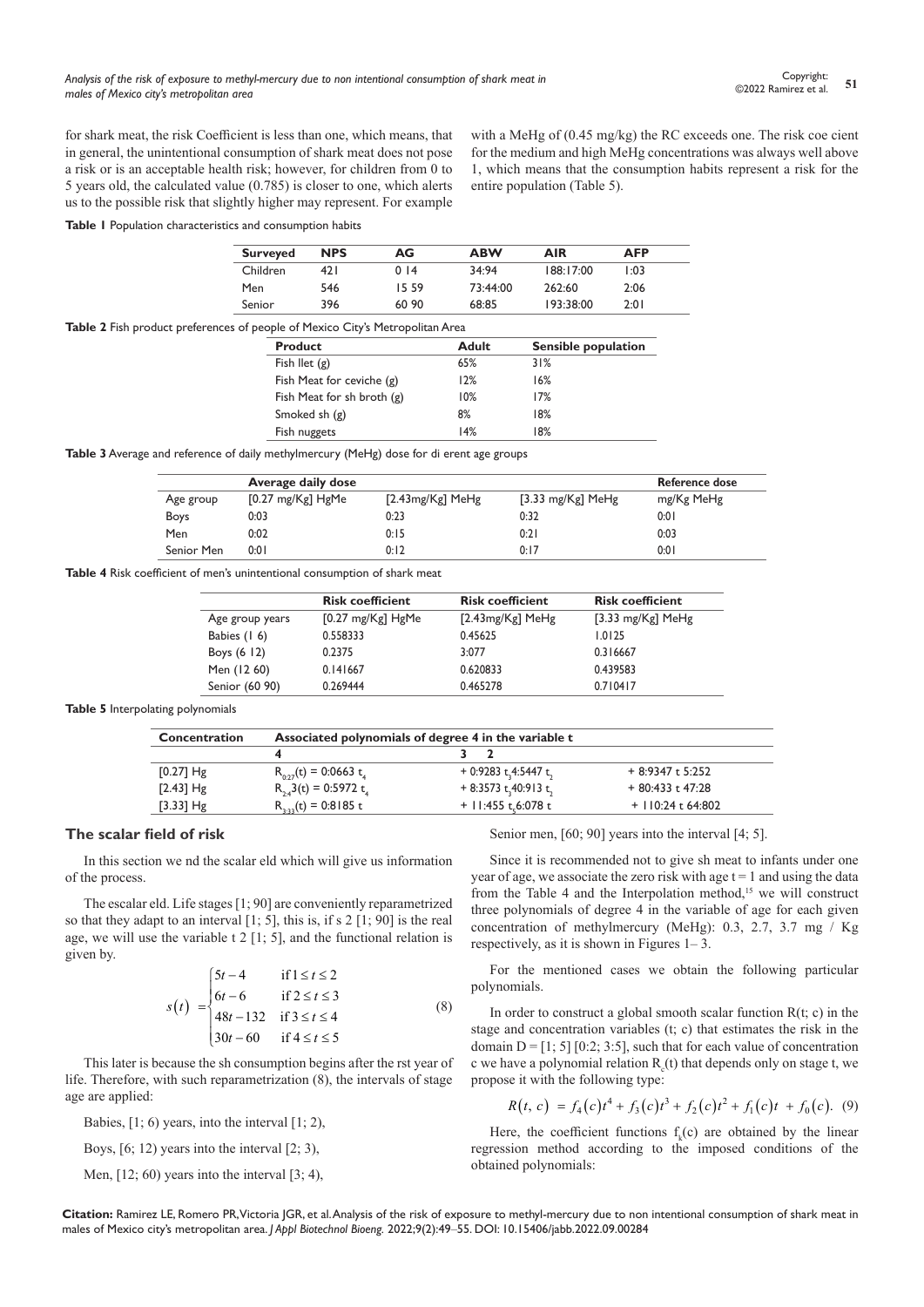for shark meat, the risk Coefficient is less than one, which means, that in general, the unintentional consumption of shark meat does not pose a risk or is an acceptable health risk; however, for children from 0 to 5 years old, the calculated value (0.785) is closer to one, which alerts us to the possible risk that slightly higher may represent. For example with a MeHg of (0.45 mg/kg) the RC exceeds one. The risk coe cient for the medium and high MeHg concentrations was always well above 1, which means that the consumption habits represent a risk for the entire population (Table 5).

**Table 1** Population characteristics and consumption habits

| Surveyed | NPS | AG | ABW | AIR | AFP |
|---|---|---|---|---|---|
| Children | 421 | 0 14 | 34:94 | 188:17:00 | 1:03 |
| Men | 546 | 15 59 | 73:44:00 | 262:60 | 2:06 |
| Senior | 396 | 60 90 | 68:85 | 193:38:00 | 2:01 |

**Table 2** Fish product preferences of people of Mexico City's Metropolitan Area

| Product | Adult | Sensible population |
|---|---|---|
| Fish llet (g) | 65% | 31% |
| Fish Meat for ceviche (g) | 12% | 16% |
| Fish Meat for sh broth (g) | 10% | 17% |
| Smoked sh (g) | 8% | 18% |
| Fish nuggets | 14% | 18% |

**Table 3** Average and reference of daily methylmercury (MeHg) dose for di erent age groups

| | Average daily dose | | | Reference dose |
|---|---|---|---|---|
| Age group | [0.27 mg/Kg] HgMe | [2.43mg/Kg] MeHg | [3.33 mg/Kg] MeHg | mg/Kg MeHg |
| Boys | 0:03 | 0:23 | 0:32 | 0:01 |
| Men | 0:02 | 0:15 | 0:21 | 0:03 |
| Senior Men | 0:01 | 0:12 | 0:17 | 0:01 |

**Table 4** Risk coefficient of men's unintentional consumption of shark meat

| | Risk coefficient | Risk coefficient | Risk coefficient |
|---|---|---|---|
| Age group years | [0.27 mg/Kg] HgMe | [2.43mg/Kg] MeHg | [3.33 mg/Kg] MeHg |
| Babies (1 6) | 0.558333 | 0.45625 | 1.0125 |
| Boys (6 12) | 0.2375 | 3:077 | 0.316667 |
| Men (12 60) | 0.141667 | 0.620833 | 0.439583 |
| Senior (60 90) | 0.269444 | 0.465278 | 0.710417 |

**Table 5** Interpolating polynomials

| Concentration | Associated polynomials of degree 4 in the variable t | | |
|---|---|---|---|
| | 4 | 3 2 | |
| [0.27] Hg | $R_{0.27}(t)$ = 0:0663 $t_4$ | + 0:9283 $t_3$4:5447 $t_2$ | + 8:9347 t 5:252 |
| [2.43] Hg | $R_{2.4}3(t)$ = 0:5972 $t_4$ | + 8:3573 $t_3$40:913 $t_2$ | + 80:433 t 47:28 |
| [3.33] Hg | $R_{3.33}(t)$ = 0:8185 t | + 11:455 $t_2$6:078 t | + 110:24 t 64:802 |

## The scalar field of risk

In this section we nd the scalar eld which will give us information of the process.

The escalar eld. Life stages [1; 90] are conveniently reparametrized so that they adapt to an interval [1; 5], this is, if s 2 [1; 90] is the real age, we will use the variable t 2 [1; 5], and the functional relation is given by.

$$s(t) = \begin{cases} 5t-4 & \text{if } 1 \le t \le 2 \\ 6t-6 & \text{if } 2 \le t \le 3 \\ 48t-132 & \text{if } 3 \le t \le 4 \\ 30t-60 & \text{if } 4 \le t \le 5 \end{cases} \tag{8}$$

This later is because the sh consumption begins after the rst year of life. Therefore, with such reparametrization (8), the intervals of stage age are applied:

Babies, [1; 6) years, into the interval [1; 2),

Boys, [6; 12) years into the interval [2; 3),

Men, [12; 60) years into the interval [3; 4),

Senior men, [60; 90] years into the interval [4; 5].

Since it is recommended not to give sh meat to infants under one year of age, we associate the zero risk with age t = 1 and using the data from the Table 4 and the Interpolation method,[15] we will construct three polynomials of degree 4 in the variable of age for each given concentration of methylmercury (MeHg): 0.3, 2.7, 3.7 mg / Kg respectively, as it is shown in Figures 1– 3.

For the mentioned cases we obtain the following particular polynomials.

In order to construct a global smooth scalar function R(t; c) in the stage and concentration variables (t; c) that estimates the risk in the domain D = [1; 5] [0:2; 3:5], such that for each value of concentration c we have a polynomial relation $R_c(t)$ that depends only on stage t, we propose it with the following type:

$$R(t,\, c) \;=\; f_4(c)t^4 + f_3(c)t^3 + f_2(c)t^2 + f_1(c)t \;+ f_0(c). \tag{9}$$

Here, the coefficient functions $f_k(c)$ are obtained by the linear regression method according to the imposed conditions of the obtained polynomials: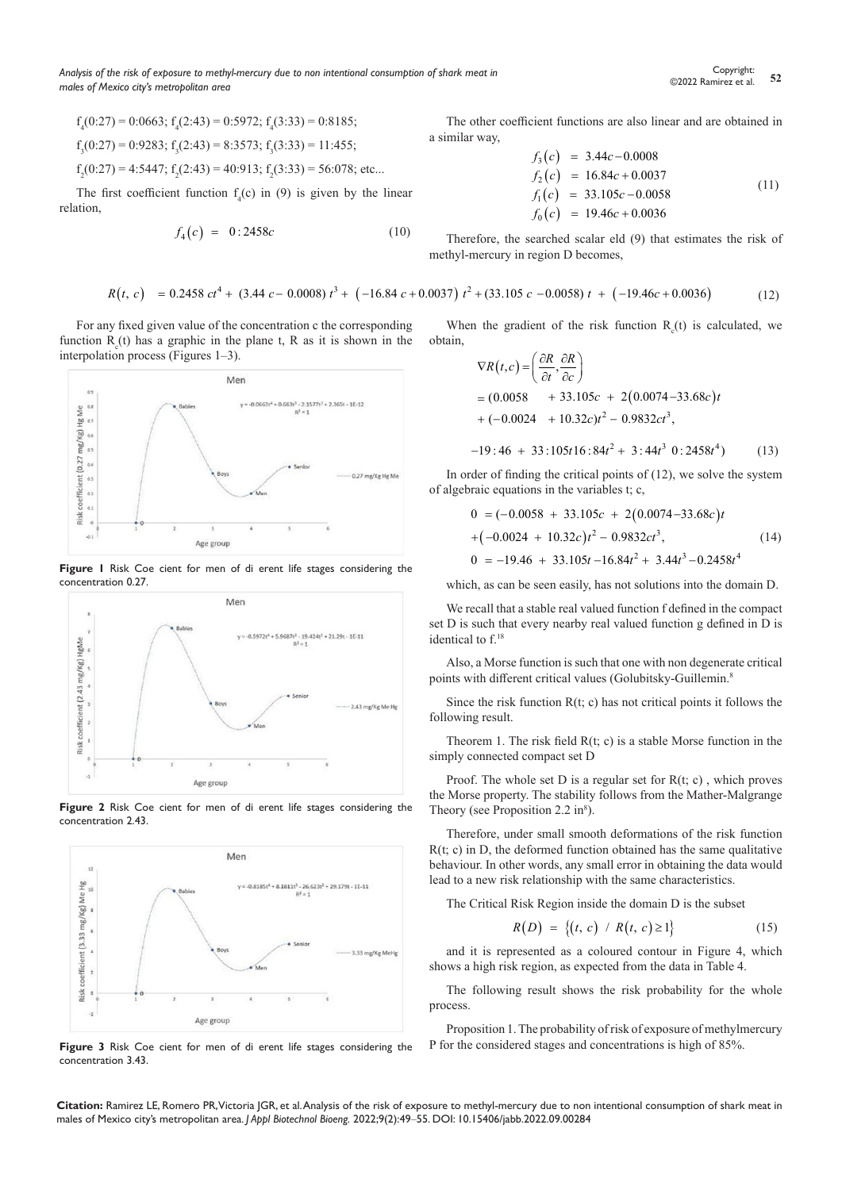$f_4(0:27) = 0:0663$; $f_4(2:43) = 0:5972$; $f_4(3:33) = 0:8185$;

$f_3(0:27) = 0:9283$; $f_3(2:43) = 8:3573$; $f_3(3:33) = 11:455$;

$f_2(0:27) = 4:5447$; $f_2(2:43) = 40:913$; $f_2(3:33) = 56:078$; etc...

The first coefficient function $f_4(c)$ in (9) is given by the linear relation,

$$f_4(c) = 0:2458c \tag{10}$$

The other coefficient functions are also linear and are obtained in a similar way,

$$\begin{aligned} f_3(c) &= 3.44c - 0.0008 \\ f_2(c) &= 16.84c + 0.0037 \\ f_1(c) &= 33.105c - 0.0058 \\ f_0(c) &= 19.46c + 0.0036 \end{aligned} \tag{11}$$

Therefore, the searched scalar eld (9) that estimates the risk of methyl-mercury in region D becomes,

$$R(t,\,c) \;= 0.2458\;ct^4 + \;(3.44\;c - \;0.0008)\;t^3 + \;(-16.84\;c + 0.0037)\;t^2 + (33.105\;c\; - 0.0058)\;t \;+\; (-19.46c + 0.0036) \tag{12}$$

For any fixed given value of the concentration c the corresponding function $R_c(t)$ has a graphic in the plane t, R as it is shown in the interpolation process (Figures 1–3).

**Figure 1** Risk Coe cient for men of di erent life stages considering the concentration 0.27.

**Figure 2** Risk Coe cient for men of di erent life stages considering the concentration 2.43.

**Figure 3** Risk Coe cient for men of di erent life stages considering the concentration 3.43.

When the gradient of the risk function $R_c(t)$ is calculated, we obtain,

$$\begin{aligned} \nabla R(t,c) &= \left(\frac{\partial R}{\partial t}, \frac{\partial R}{\partial c}\right) \\ &= (0.0058 \quad + 33.105c \; + \; 2(0.0074 - 33.68c)t \\ &\quad + (-0.0024 \quad + 10.32c)t^2 - 0.9832ct^3, \end{aligned}$$

$$-19:46 \; + \; 33:105t16:84t^2 + \; 3:44t^3 \;\; 0:2458t^4) \tag{13}$$

In order of finding the critical points of (12), we solve the system of algebraic equations in the variables t; c,

$$\begin{aligned} 0 \; &= (-0.0058 \; + \; 33.105c \; + \; 2(0.0074 - 33.68c)t \\ &+ (-0.0024 \; + \; 10.32c)t^2 - \; 0.9832ct^3, \\ 0 \; &= -19.46 \; + \; 33.105t - 16.84t^2 + \; 3.44t^3 - 0.2458t^4 \end{aligned} \tag{14}$$

which, as can be seen easily, has not solutions into the domain D.

We recall that a stable real valued function f defined in the compact set D is such that every nearby real valued function g defined in D is identical to f.[18]

Also, a Morse function is such that one with non degenerate critical points with different critical values (Golubitsky-Guillemin.[8]

Since the risk function R(t; c) has not critical points it follows the following result.

Theorem 1. The risk field R(t; c) is a stable Morse function in the simply connected compact set D

Proof. The whole set D is a regular set for R(t; c) , which proves the Morse property. The stability follows from the Mather-Malgrange Theory (see Proposition 2.2 in[8]).

Therefore, under small smooth deformations of the risk function R(t; c) in D, the deformed function obtained has the same qualitative behaviour. In other words, any small error in obtaining the data would lead to a new risk relationship with the same characteristics.

The Critical Risk Region inside the domain D is the subset

$$R(D) \;=\; \{(t,\; c) \;\;/\;\; R(t,\; c) \geq 1\} \tag{15}$$

and it is represented as a coloured contour in Figure 4, which shows a high risk region, as expected from the data in Table 4.

The following result shows the risk probability for the whole process.

Proposition 1. The probability of risk of exposure of methylmercury P for the considered stages and concentrations is high of 85%.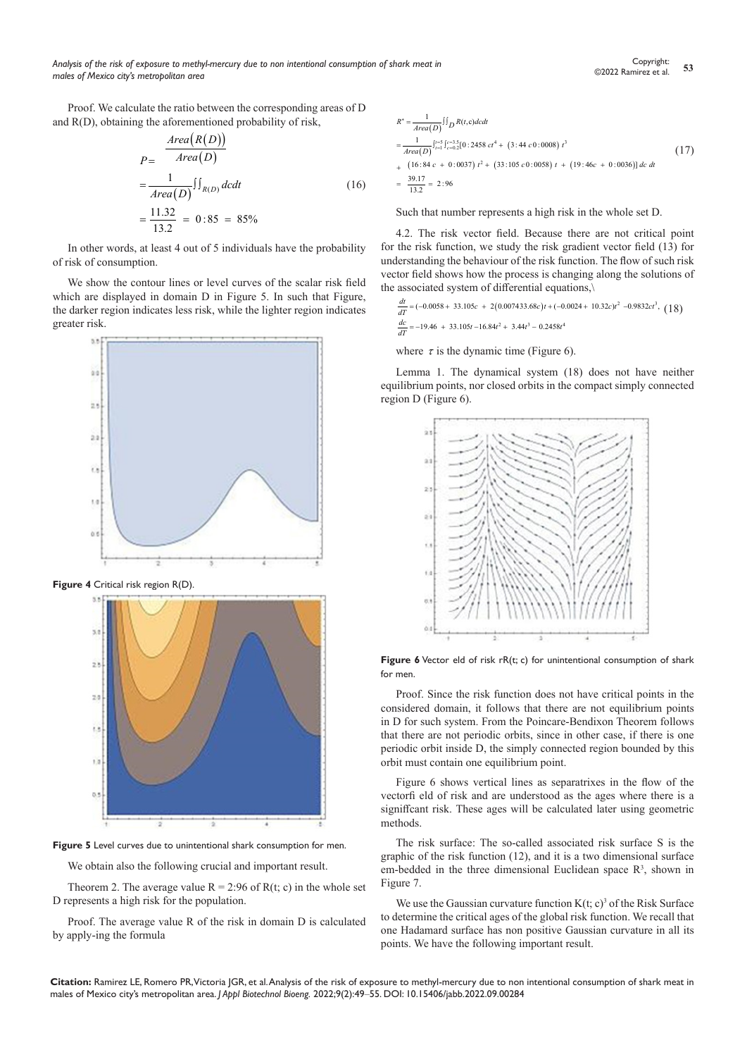Proof. We calculate the ratio between the corresponding areas of D and R(D), obtaining the aforementioned probability of risk,

$$P = \frac{Area\left(R\left(D\right)\right)}{Area\left(D\right)} = \frac{1}{Area\left(D\right)}\iint_{R(D)} dc dt = \frac{11.32}{13.2} = 0:85 = 85\% \tag{16}$$

In other words, at least 4 out of 5 individuals have the probability of risk of consumption.

We show the contour lines or level curves of the scalar risk field which are displayed in domain D in Figure 5. In such that Figure, the darker region indicates less risk, while the lighter region indicates greater risk.

**Figure 4** Critical risk region R(D).

**Figure 5** Level curves due to unintentional shark consumption for men.

We obtain also the following crucial and important result.

Theorem 2. The average value R = 2:96 of R(t; c) in the whole set D represents a high risk for the population.

Proof. The average value R of the risk in domain D is calculated by apply-ing the formula

$$\begin{aligned} R^{*} &= \frac{1}{Area(D)}\iint_{D} R(t,c)dcdt \\ &= \frac{1}{Area(D)}\int_{t=1}^{t=5}\int_{c=0.2}^{c=3.5}[0:2458\, ct^{4} + (3:44\, c0:0008)\, t^{3} \\ &+ (16:84\, c + 0:0037)\, t^{2} + (33:105\, c0:0058)\, t + (19:46c + 0:0036)]\, dc\, dt \\ &= \frac{39.17}{13.2} = 2:96 \end{aligned} \tag{17}$$

Such that number represents a high risk in the whole set D.

4.2. The risk vector field. Because there are not critical point for the risk function, we study the risk gradient vector field (13) for understanding the behaviour of the risk function. The flow of such risk vector field shows how the process is changing along the solutions of the associated system of differential equations,\

$$\begin{aligned} \frac{dt}{dT} &= (-0.0058 + 33.105c + 2(0.007433.68c)t + (-0.0024 + 10.32c)t^{2} - 0.9832ct^{3}, \\ \frac{dc}{dT} &= -19.46 + 33.105t - 16.84t^{2} + 3.44t^{3} - 0.2458t^{4} \end{aligned} \tag{18}$$

where $\tau$ is the dynamic time (Figure 6).

Lemma 1. The dynamical system (18) does not have neither equilibrium points, nor closed orbits in the compact simply connected region D (Figure 6).

**Figure 6** Vector eld of risk rR(t; c) for unintentional consumption of shark for men.

Proof. Since the risk function does not have critical points in the considered domain, it follows that there are not equilibrium points in D for such system. From the Poincare-Bendixon Theorem follows that there are not periodic orbits, since in other case, if there is one periodic orbit inside D, the simply connected region bounded by this orbit must contain one equilibrium point.

Figure 6 shows vertical lines as separatrixes in the flow of the vectorfi eld of risk and are understood as the ages where there is a signiffcant risk. These ages will be calculated later using geometric methods.

The risk surface: The so-called associated risk surface S is the graphic of the risk function (12), and it is a two dimensional surface em-bedded in the three dimensional Euclidean space $R^3$, shown in Figure 7.

We use the Gaussian curvature function $K(t; c)^3$ of the Risk Surface to determine the critical ages of the global risk function. We recall that one Hadamard surface has non positive Gaussian curvature in all its points. We have the following important result.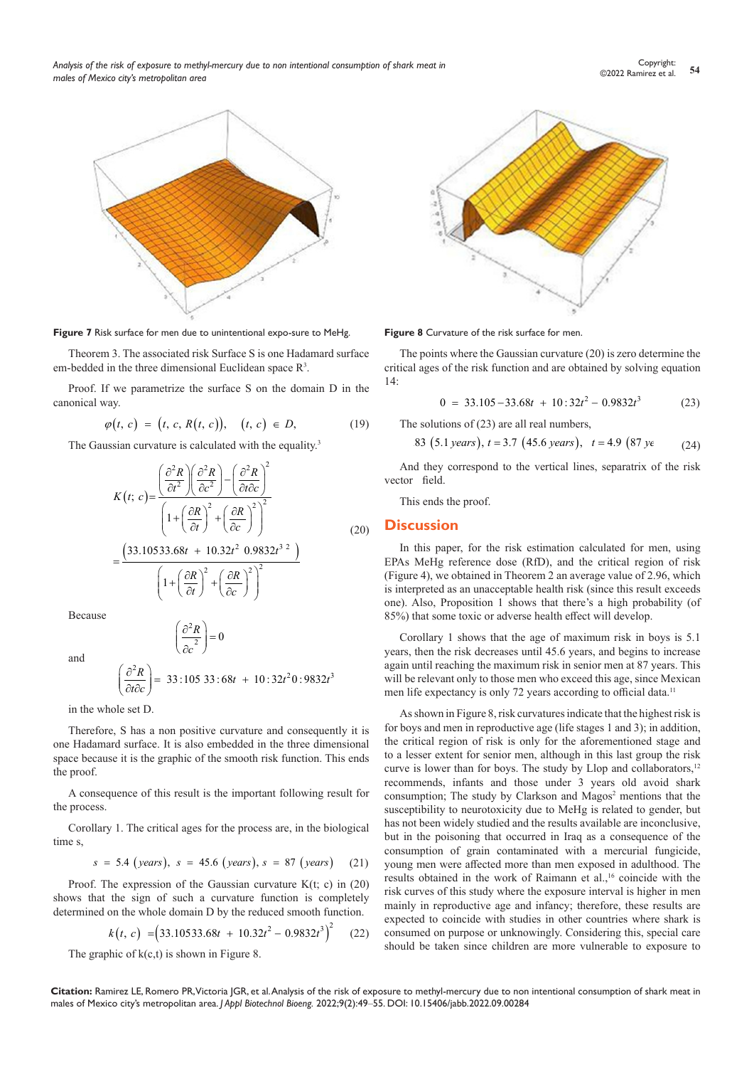Figure 7 Risk surface for men due to unintentional expo-sure to MeHg.

Figure 8 Curvature of the risk surface for men.

Theorem 3. The associated risk Surface S is one Hadamard surface em-bedded in the three dimensional Euclidean space $R^3$.

Proof. If we parametrize the surface S on the domain D in the canonical way.

$$\varphi(t,\ c)\ =\ (t,\ c,\ R(t,\ c)),\quad (t,\ c)\ \in\ D, \tag{19}$$

The Gaussian curvature is calculated with the equality.[3]

$$K(t;\ c)=\frac{\left(\frac{\partial^2 R}{\partial t^2}\right)\left(\frac{\partial^2 R}{\partial c^2}\right)-\left(\frac{\partial^2 R}{\partial t \partial c}\right)^2}{\left(1+\left(\frac{\partial R}{\partial t}\right)^2+\left(\frac{\partial R}{\partial c}\right)^2\right)^2}$$

$$=\frac{\left(33.10533.68t\ +\ 10.32t^2\ 0.9832t^{3\ 2}\ \right)}{\left(1+\left(\frac{\partial R}{\partial t}\right)^2+\left(\frac{\partial R}{\partial c}\right)^2\right)^2} \tag{20}$$

Because

$$\left(\frac{\partial^2 R}{\partial c^2}\right)=0$$

and

$$\left(\frac{\partial^2 R}{\partial t \partial c}\right)=\ 33:105\ 33:68t\ +\ 10:32t^2 0:9832t^3$$

in the whole set D.

Therefore, S has a non positive curvature and consequently it is one Hadamard surface. It is also embedded in the three dimensional space because it is the graphic of the smooth risk function. This ends the proof.

A consequence of this result is the important following result for the process.

Corollary 1. The critical ages for the process are, in the biological time s,

$$s\ =\ 5.4\ (years),\ s\ =\ 45.6\ (years),\ s\ =\ 87\ (years) \tag{21}$$

Proof. The expression of the Gaussian curvature K(t; c) in (20) shows that the sign of such a curvature function is completely determined on the whole domain D by the reduced smooth function.

$$k(t,\ c)\ =\left(33.10533.68t\ +\ 10.32t^2-\ 0.9832t^3\right)^2 \tag{22}$$

The graphic of k(c,t) is shown in Figure 8.

The points where the Gaussian curvature (20) is zero determine the critical ages of the risk function and are obtained by solving equation 14:

$$0\ =\ 33.105-33.68t\ +\ 10:32t^2-\ 0.9832t^3 \tag{23}$$

The solutions of (23) are all real numbers,

$$83\ (5.1\ years),\ t=3.7\ (45.6\ years),\quad t=4.9\ (87\ ye \tag{24}$$

And they correspond to the vertical lines, separatrix of the risk vector field.

This ends the proof.

## Discussion

In this paper, for the risk estimation calculated for men, using EPAs MeHg reference dose (RfD), and the critical region of risk (Figure 4), we obtained in Theorem 2 an average value of 2.96, which is interpreted as an unacceptable health risk (since this result exceeds one). Also, Proposition 1 shows that there's a high probability (of 85%) that some toxic or adverse health effect will develop.

Corollary 1 shows that the age of maximum risk in boys is 5.1 years, then the risk decreases until 45.6 years, and begins to increase again until reaching the maximum risk in senior men at 87 years. This will be relevant only to those men who exceed this age, since Mexican men life expectancy is only 72 years according to official data.[11]

As shown in Figure 8, risk curvatures indicate that the highest risk is for boys and men in reproductive age (life stages 1 and 3); in addition, the critical region of risk is only for the aforementioned stage and to a lesser extent for senior men, although in this last group the risk curve is lower than for boys. The study by Llop and collaborators,[12] recommends, infants and those under 3 years old avoid shark consumption; The study by Clarkson and Magos[2] mentions that the susceptibility to neurotoxicity due to MeHg is related to gender, but has not been widely studied and the results available are inconclusive, but in the poisoning that occurred in Iraq as a consequence of the consumption of grain contaminated with a mercurial fungicide, young men were affected more than men exposed in adulthood. The results obtained in the work of Raimann et al.,[16] coincide with the risk curves of this study where the exposure interval is higher in men mainly in reproductive age and infancy; therefore, these results are expected to coincide with studies in other countries where shark is consumed on purpose or unknowingly. Considering this, special care should be taken since children are more vulnerable to exposure to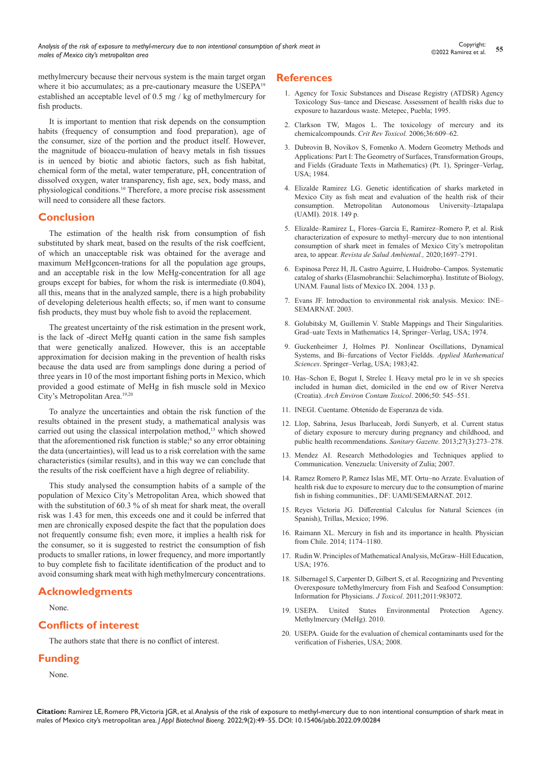methylmercury because their nervous system is the main target organ where it bio accumulates; as a pre-cautionary measure the USEPA[19] established an acceptable level of 0.5 mg / kg of methylmercury for fish products.

It is important to mention that risk depends on the consumption habits (frequency of consumption and food preparation), age of the consumer, size of the portion and the product itself. However, the magnitude of bioaccu-mulation of heavy metals in fish tissues is in uenced by biotic and abiotic factors, such as fish habitat, chemical form of the metal, water temperature, pH, concentration of dissolved oxygen, water transparency, fish age, sex, body mass, and physiological conditions.[10] Therefore, a more precise risk assessment will need to considere all these factors.

## Conclusion

The estimation of the health risk from consumption of fish substituted by shark meat, based on the results of the risk coeffcient, of which an unacceptable risk was obtained for the average and maximum MeHgconcen-trations for all the population age groups, and an acceptable risk in the low MeHg-concentration for all age groups except for babies, for whom the risk is intermediate (0.804), all this, means that in the analyzed sample, there is a high probability of developing deleterious health effects; so, if men want to consume fish products, they must buy whole fish to avoid the replacement.

The greatest uncertainty of the risk estimation in the present work, is the lack of -direct MeHg quanti cation in the same fish samples that were genetically analized. However, this is an acceptable approximation for decision making in the prevention of health risks because the data used are from samplings done during a period of three years in 10 of the most important fishing ports in Mexico, which provided a good estimate of MeHg in fish muscle sold in Mexico City's Metropolitan Area.[19,20]

To analyze the uncertainties and obtain the risk function of the results obtained in the present study, a mathematical analysis was carried out using the classical interpolation method,[15] which showed that the aforementioned risk function is stable;[8] so any error obtaining the data (uncertainties), will lead us to a risk correlation with the same characteristics (similar results), and in this way we can conclude that the results of the risk coeffcient have a high degree of reliability.

This study analysed the consumption habits of a sample of the population of Mexico City's Metropolitan Area, which showed that with the substitution of 60.3 % of sh meat for shark meat, the overall risk was 1.43 for men, this exceeds one and it could be inferred that men are chronically exposed despite the fact that the population does not frequently consume fish; even more, it implies a health risk for the consumer, so it is suggested to restrict the consumption of fish products to smaller rations, in lower frequency, and more importantly to buy complete fish to facilitate identification of the product and to avoid consuming shark meat with high methylmercury concentrations.

## Acknowledgments

None.

## Conflicts of interest

The authors state that there is no conflict of interest.

## Funding

None.

## References

1. Agency for Toxic Substances and Disease Registry (ATSDR) Agency Toxicology Sus–tance and Diesease. Assessment of health risks due to exposure to hazardous waste. Metepec, Puebla; 1995.
2. Clarkson TW, Magos L. The toxicology of mercury and its chemicalcompounds. *Crit Rev Toxicol.* 2006;36:609–62.
3. Dubrovin B, Novikov S, Fomenko A. Modern Geometry Methods and Applications: Part I: The Geometry of Surfaces, Transformation Groups, and Fields (Graduate Texts in Mathematics) (Pt. 1), Springer–Verlag, USA; 1984.
4. Elizalde Ramirez LG. Genetic identification of sharks marketed in Mexico City as fish meat and evaluation of the health risk of their consumption. Metropolitan Autonomous University–Iztapalapa (UAMI). 2018. 149 p.
5. Elizalde–Ramirez L, Flores–Garcia E, Ramirez–Romero P, et al. Risk characterization of exposure to methyl–mercury due to non intentional consumption of shark meat in females of Mexico City's metropolitan area, to appear. *Revista de Salud Ambiental.,* 2020;1697–2791.
6. Espinosa Perez H, JL Castro Aguirre, L Huidrobo–Campos. Systematic catalog of sharks (Elasmobranchii: Selachimorpha). Institute of Biology, UNAM. Faunal lists of Mexico IX. 2004. 133 p.
7. Evans JF. Introduction to environmental risk analysis. Mexico: INE–SEMARNAT. 2003.
8. Golubitsky M, Guillemin V. Stable Mappings and Their Singularities. Grad–uate Texts in Mathematics 14, Springer–Verlag, USA; 1974.
9. Guckenheimer J, Holmes PJ. Nonlinear Oscillations, Dynamical Systems, and Bi–furcations of Vector Fieldds. *Applied Mathematical Sciences*. Springer–Verlag, USA; 1983;42.
10. Has–Schon E, Bogut I, Strelec I. Heavy metal pro le in ve sh species included in human diet, domiciled in the end ow of River Neretva (Croatia). *Arch Environ Contam Toxicol*. 2006;50: 545–551.
11. INEGI. Cuentame. Obtenido de Esperanza de vida.
12. Llop, Sabrina, Jesus Ibarluceab, Jordi Sunyerb, et al. Current status of dietary exposure to mercury during pregnancy and childhood, and public health recommendations. *Sanitary Gazette*. 2013;27(3):273–278.
13. Mendez AI. Research Methodologies and Techniques applied to Communication. Venezuela: University of Zulia; 2007.
14. Ramez Romero P, Ramez Islas ME, MT. Ortu~no Arzate. Evaluation of health risk due to exposure to mercury due to the consumption of marine fish in fishing communities., DF: UAMI/SEMARNAT. 2012.
15. Reyes Victoria JG. Differential Calculus for Natural Sciences (in Spanish), Trillas, Mexico; 1996.
16. Raimann XL. Mercury in fish and its importance in health. Physician from Chile. 2014; 1174–1180.
17. Rudin W. Principles of Mathematical Analysis, McGraw–Hill Education, USA; 1976.
18. Silbernagel S, Carpenter D, Gilbert S, et al. Recognizing and Preventing Overexposure toMethylmercury from Fish and Seafood Consumption: Information for Physicians. *J Toxicol*. 2011;2011:983072.
19. USEPA. United States Environmental Protection Agency. Methylmercury (MeHg). 2010.
20. USEPA. Guide for the evaluation of chemical contaminants used for the verification of Fisheries, USA; 2008.

**Citation:** Ramirez LE, Romero PR, Victoria JGR, et al. Analysis of the risk of exposure to methyl-mercury due to non intentional consumption of shark meat in males of Mexico city's metropolitan area. *J Appl Biotechnol Bioeng.* 2022;9(2):49‒55. DOI: 10.15406/jabb.2022.09.00284